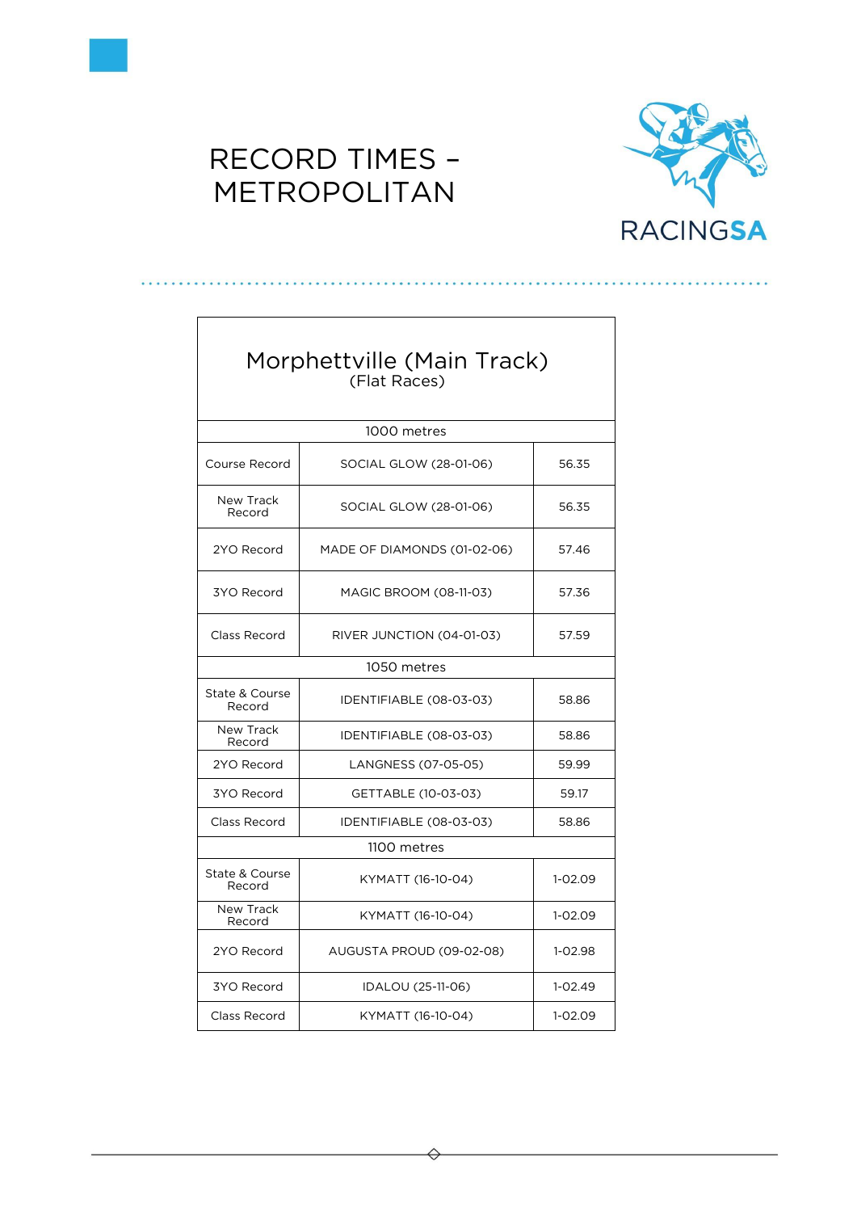# RECORD TIMES – METROPOLITAN

RACINGSA

| Morphettville (Main Track) (Flat Races) | | |
|---|---|---|
| 1000 metres | | |
| Course Record | SOCIAL GLOW (28-01-06) | 56.35 |
| New Track Record | SOCIAL GLOW (28-01-06) | 56.35 |
| 2YO Record | MADE OF DIAMONDS (01-02-06) | 57.46 |
| 3YO Record | MAGIC BROOM (08-11-03) | 57.36 |
| Class Record | RIVER JUNCTION (04-01-03) | 57.59 |
| 1050 metres | | |
| State & Course Record | IDENTIFIABLE (08-03-03) | 58.86 |
| New Track Record | IDENTIFIABLE (08-03-03) | 58.86 |
| 2YO Record | LANGNESS (07-05-05) | 59.99 |
| 3YO Record | GETTABLE (10-03-03) | 59.17 |
| Class Record | IDENTIFIABLE (08-03-03) | 58.86 |
| 1100 metres | | |
| State & Course Record | KYMATT (16-10-04) | 1-02.09 |
| New Track Record | KYMATT (16-10-04) | 1-02.09 |
| 2YO Record | AUGUSTA PROUD (09-02-08) | 1-02.98 |
| 3YO Record | IDALOU (25-11-06) | 1-02.49 |
| Class Record | KYMATT (16-10-04) | 1-02.09 |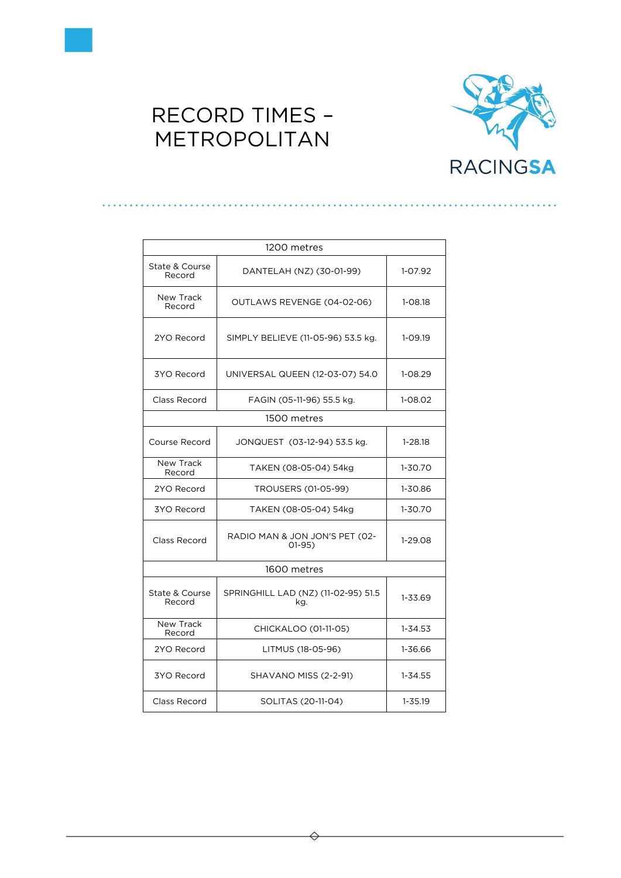# RECORD TIMES – METROPOLITAN

RACINGSA

| 1200 metres | | |
|---|---|---|
| State & Course Record | DANTELAH (NZ) (30-01-99) | 1-07.92 |
| New Track Record | OUTLAWS REVENGE (04-02-06) | 1-08.18 |
| 2YO Record | SIMPLY BELIEVE (11-05-96) 53.5 kg. | 1-09.19 |
| 3YO Record | UNIVERSAL QUEEN (12-03-07) 54.0 | 1-08.29 |
| Class Record | FAGIN (05-11-96) 55.5 kg. | 1-08.02 |
| **1500 metres** | | |
| Course Record | JONQUEST (03-12-94) 53.5 kg. | 1-28.18 |
| New Track Record | TAKEN (08-05-04) 54kg | 1-30.70 |
| 2YO Record | TROUSERS (01-05-99) | 1-30.86 |
| 3YO Record | TAKEN (08-05-04) 54kg | 1-30.70 |
| Class Record | RADIO MAN & JON JON'S PET (02-01-95) | 1-29.08 |
| **1600 metres** | | |
| State & Course Record | SPRINGHILL LAD (NZ) (11-02-95) 51.5 kg. | 1-33.69 |
| New Track Record | CHICKALOO (01-11-05) | 1-34.53 |
| 2YO Record | LITMUS (18-05-96) | 1-36.66 |
| 3YO Record | SHAVANO MISS (2-2-91) | 1-34.55 |
| Class Record | SOLITAS (20-11-04) | 1-35.19 |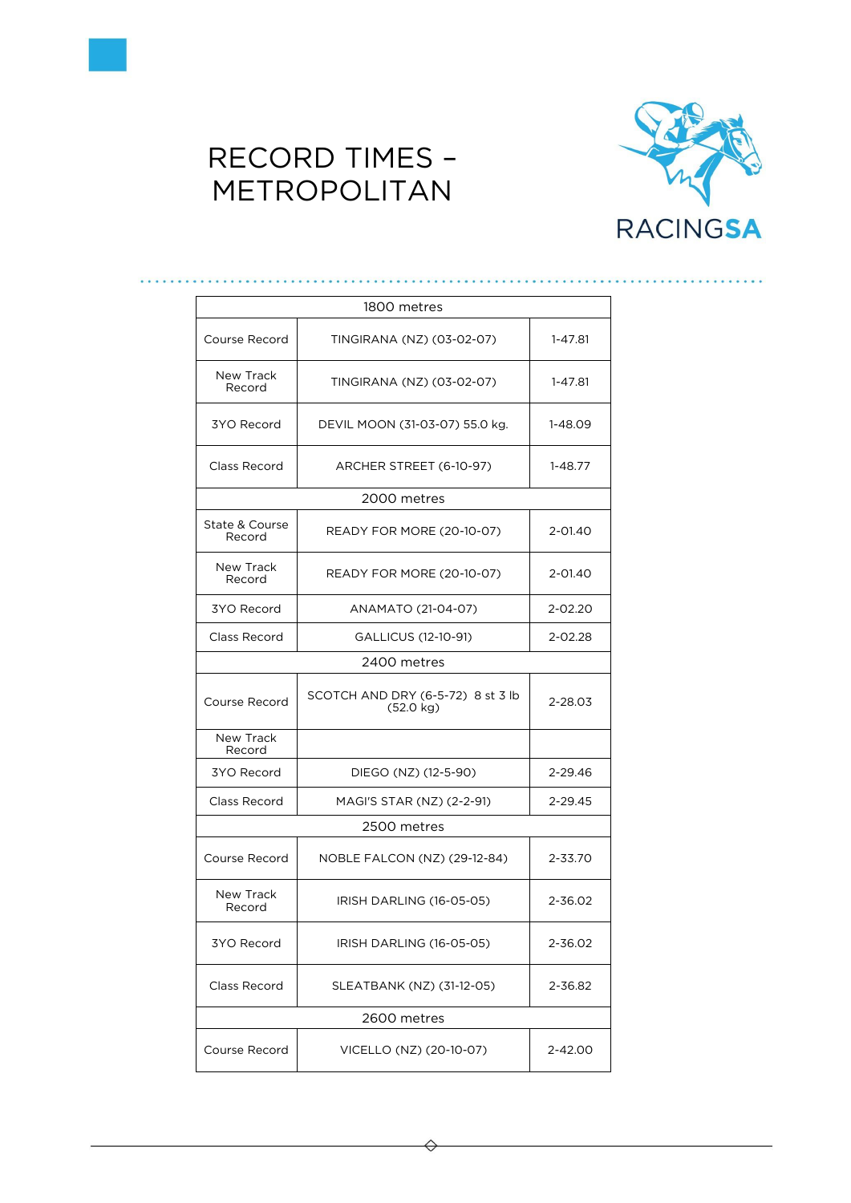# RECORD TIMES – METROPOLITAN

RACINGSA

| 1800 metres | | |
|---|---|---|
| Course Record | TINGIRANA (NZ) (03-02-07) | 1-47.81 |
| New Track Record | TINGIRANA (NZ) (03-02-07) | 1-47.81 |
| 3YO Record | DEVIL MOON (31-03-07) 55.0 kg. | 1-48.09 |
| Class Record | ARCHER STREET (6-10-97) | 1-48.77 |
| **2000 metres** | | |
| State & Course Record | READY FOR MORE (20-10-07) | 2-01.40 |
| New Track Record | READY FOR MORE (20-10-07) | 2-01.40 |
| 3YO Record | ANAMATO (21-04-07) | 2-02.20 |
| Class Record | GALLICUS (12-10-91) | 2-02.28 |
| **2400 metres** | | |
| Course Record | SCOTCH AND DRY (6-5-72) 8 st 3 lb (52.0 kg) | 2-28.03 |
| New Track Record | | |
| 3YO Record | DIEGO (NZ) (12-5-90) | 2-29.46 |
| Class Record | MAGI'S STAR (NZ) (2-2-91) | 2-29.45 |
| **2500 metres** | | |
| Course Record | NOBLE FALCON (NZ) (29-12-84) | 2-33.70 |
| New Track Record | IRISH DARLING (16-05-05) | 2-36.02 |
| 3YO Record | IRISH DARLING (16-05-05) | 2-36.02 |
| Class Record | SLEATBANK (NZ) (31-12-05) | 2-36.82 |
| **2600 metres** | | |
| Course Record | VICELLO (NZ) (20-10-07) | 2-42.00 |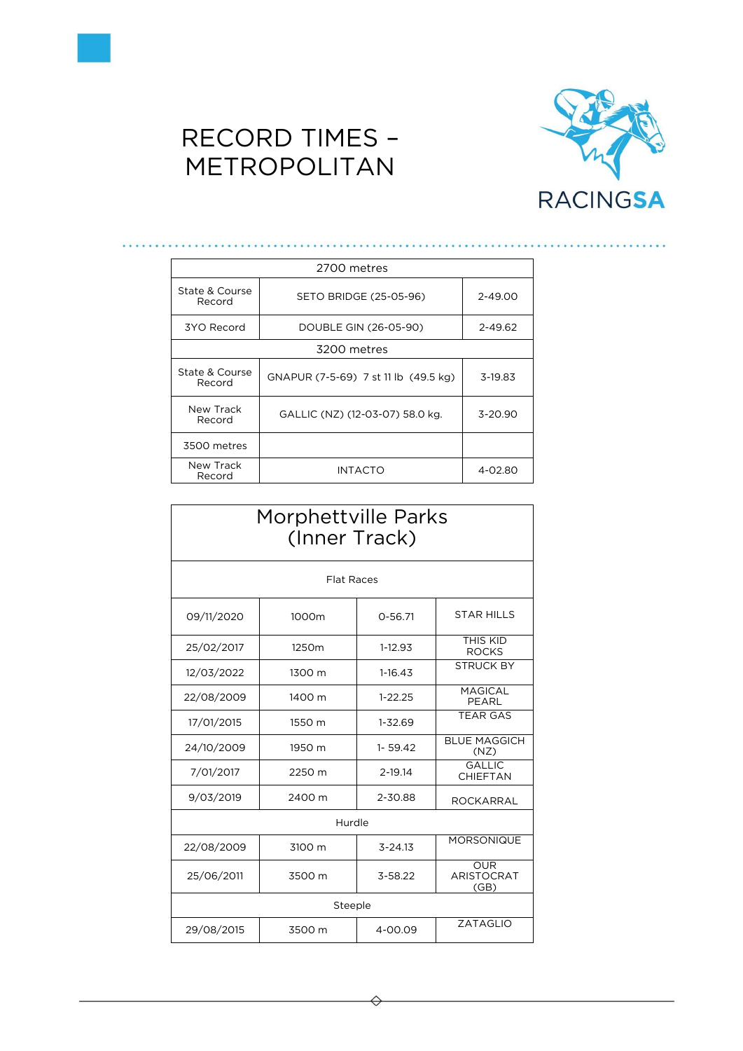# RECORD TIMES – METROPOLITAN

RACINGSA

| 2700 metres | | |
|---|---|---|
| State & Course Record | SETO BRIDGE (25-05-96) | 2-49.00 |
| 3YO Record | DOUBLE GIN (26-05-90) | 2-49.62 |
| 3200 metres | | |
| State & Course Record | GNAPUR (7-5-69) 7 st 11 lb (49.5 kg) | 3-19.83 |
| New Track Record | GALLIC (NZ) (12-03-07) 58.0 kg. | 3-20.90 |
| 3500 metres | | |
| New Track Record | INTACTO | 4-02.80 |

| Morphettville Parks (Inner Track) | | | |
|---|---|---|---|
| Flat Races | | | |
| 09/11/2020 | 1000m | 0-56.71 | STAR HILLS |
| 25/02/2017 | 1250m | 1-12.93 | THIS KID ROCKS |
| 12/03/2022 | 1300 m | 1-16.43 | STRUCK BY |
| 22/08/2009 | 1400 m | 1-22.25 | MAGICAL PEARL |
| 17/01/2015 | 1550 m | 1-32.69 | TEAR GAS |
| 24/10/2009 | 1950 m | 1- 59.42 | BLUE MAGGICH (NZ) |
| 7/01/2017 | 2250 m | 2-19.14 | GALLIC CHIEFTAN |
| 9/03/2019 | 2400 m | 2-30.88 | ROCKARRAL |
| Hurdle | | | |
| 22/08/2009 | 3100 m | 3-24.13 | MORSONIQUE |
| 25/06/2011 | 3500 m | 3-58.22 | OUR ARISTOCRAT (GB) |
| Steeple | | | |
| 29/08/2015 | 3500 m | 4-00.09 | ZATAGLIO |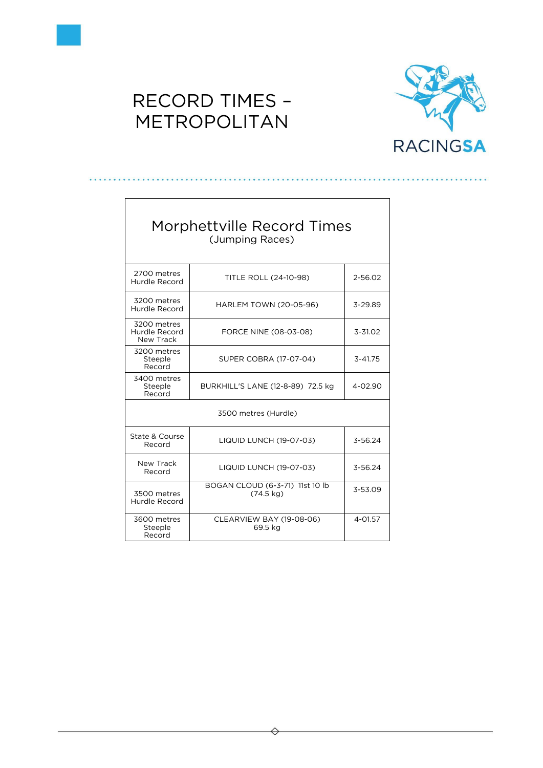# RECORD TIMES – METROPOLITAN

RACINGSA

| Morphettville Record Times (Jumping Races) | | |
|---|---|---|
| 2700 metres Hurdle Record | TITLE ROLL (24-10-98) | 2-56.02 |
| 3200 metres Hurdle Record | HARLEM TOWN (20-05-96) | 3-29.89 |
| 3200 metres Hurdle Record New Track | FORCE NINE (08-03-08) | 3-31.02 |
| 3200 metres Steeple Record | SUPER COBRA (17-07-04) | 3-41.75 |
| 3400 metres Steeple Record | BURKHILL'S LANE (12-8-89) 72.5 kg | 4-02.90 |
| 3500 metres (Hurdle) | | |
| State & Course Record | LIQUID LUNCH (19-07-03) | 3-56.24 |
| New Track Record | LIQUID LUNCH (19-07-03) | 3-56.24 |
| 3500 metres Hurdle Record | BOGAN CLOUD (6-3-71) 11st 10 lb (74.5 kg) | 3-53.09 |
| 3600 metres Steeple Record | CLEARVIEW BAY (19-08-06) 69.5 kg | 4-01.57 |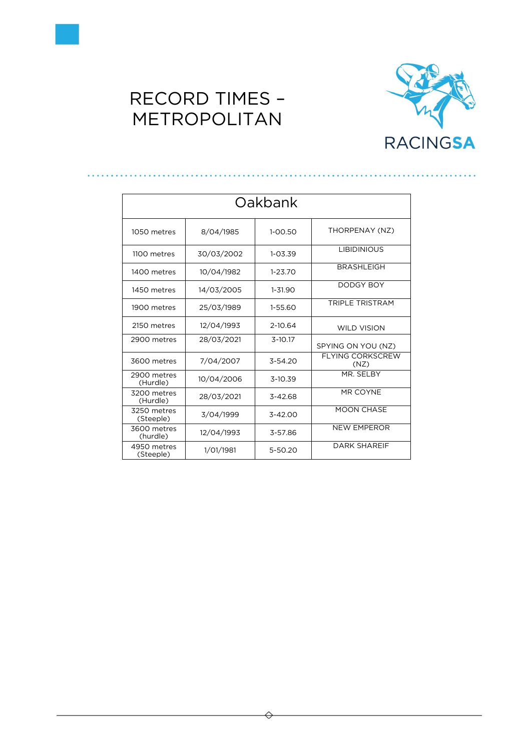# RECORD TIMES – METROPOLITAN

RACINGSA

| Oakbank | | | |
|---|---|---|---|
| 1050 metres | 8/04/1985 | 1-00.50 | THORPENAY (NZ) |
| 1100 metres | 30/03/2002 | 1-03.39 | LIBIDINIOUS |
| 1400 metres | 10/04/1982 | 1-23.70 | BRASHLEIGH |
| 1450 metres | 14/03/2005 | 1-31.90 | DODGY BOY |
| 1900 metres | 25/03/1989 | 1-55.60 | TRIPLE TRISTRAM |
| 2150 metres | 12/04/1993 | 2-10.64 | WILD VISION |
| 2900 metres | 28/03/2021 | 3-10.17 | SPYING ON YOU (NZ) |
| 3600 metres | 7/04/2007 | 3-54.20 | FLYING CORKSCREW (NZ) |
| 2900 metres (Hurdle) | 10/04/2006 | 3-10.39 | MR. SELBY |
| 3200 metres (Hurdle) | 28/03/2021 | 3-42.68 | MR COYNE |
| 3250 metres (Steeple) | 3/04/1999 | 3-42.00 | MOON CHASE |
| 3600 metres (hurdle) | 12/04/1993 | 3-57.86 | NEW EMPEROR |
| 4950 metres (Steeple) | 1/01/1981 | 5-50.20 | DARK SHAREIF |